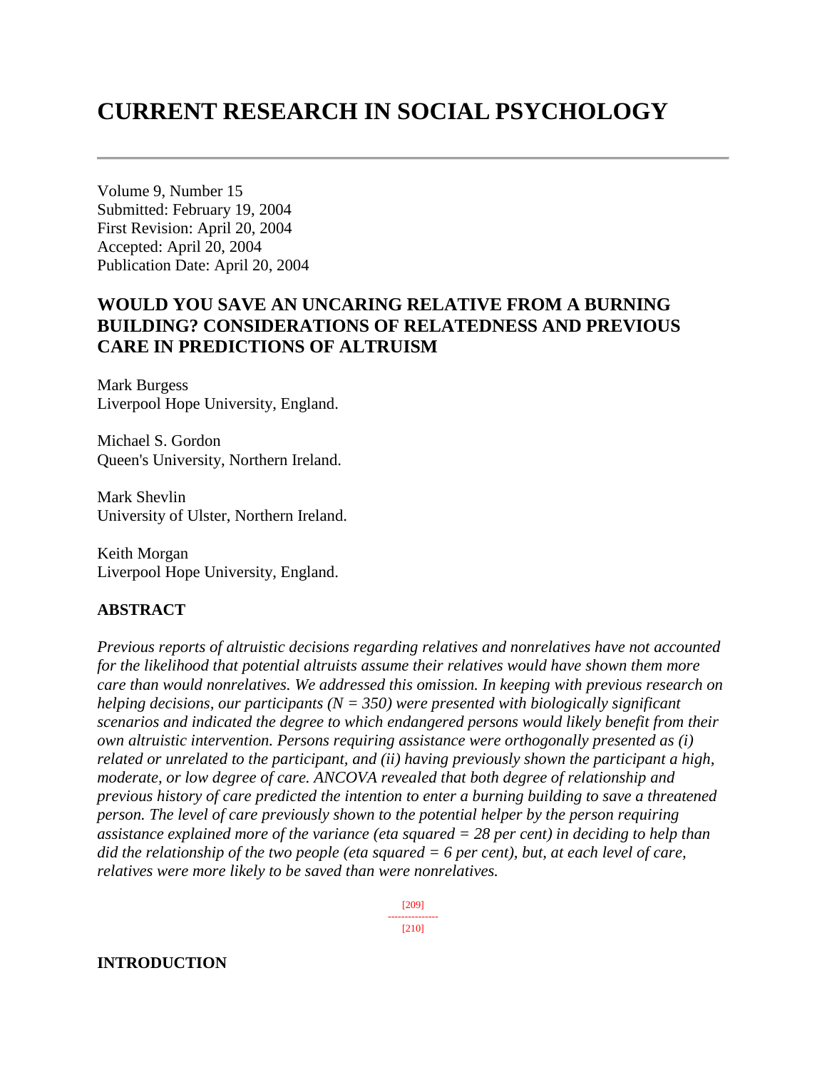# CURRENT RESEARCH IN SOCIAL PSYCHOLOGY

---

Volume 9, Number 15
Submitted: February 19, 2004
First Revision: April 20, 2004
Accepted: April 20, 2004
Publication Date: April 20, 2004

## WOULD YOU SAVE AN UNCARING RELATIVE FROM A BURNING BUILDING? CONSIDERATIONS OF RELATEDNESS AND PREVIOUS CARE IN PREDICTIONS OF ALTRUISM

Mark Burgess
Liverpool Hope University, England.

Michael S. Gordon
Queen's University, Northern Ireland.

Mark Shevlin
University of Ulster, Northern Ireland.

Keith Morgan
Liverpool Hope University, England.

### ABSTRACT

*Previous reports of altruistic decisions regarding relatives and nonrelatives have not accounted for the likelihood that potential altruists assume their relatives would have shown them more care than would nonrelatives. We addressed this omission. In keeping with previous research on helping decisions, our participants (N = 350) were presented with biologically significant scenarios and indicated the degree to which endangered persons would likely benefit from their own altruistic intervention. Persons requiring assistance were orthogonally presented as (i) related or unrelated to the participant, and (ii) having previously shown the participant a high, moderate, or low degree of care. ANCOVA revealed that both degree of relationship and previous history of care predicted the intention to enter a burning building to save a threatened person. The level of care previously shown to the potential helper by the person requiring assistance explained more of the variance (eta squared = 28 per cent) in deciding to help than did the relationship of the two people (eta squared = 6 per cent), but, at each level of care, relatives were more likely to be saved than were nonrelatives.*

### INTRODUCTION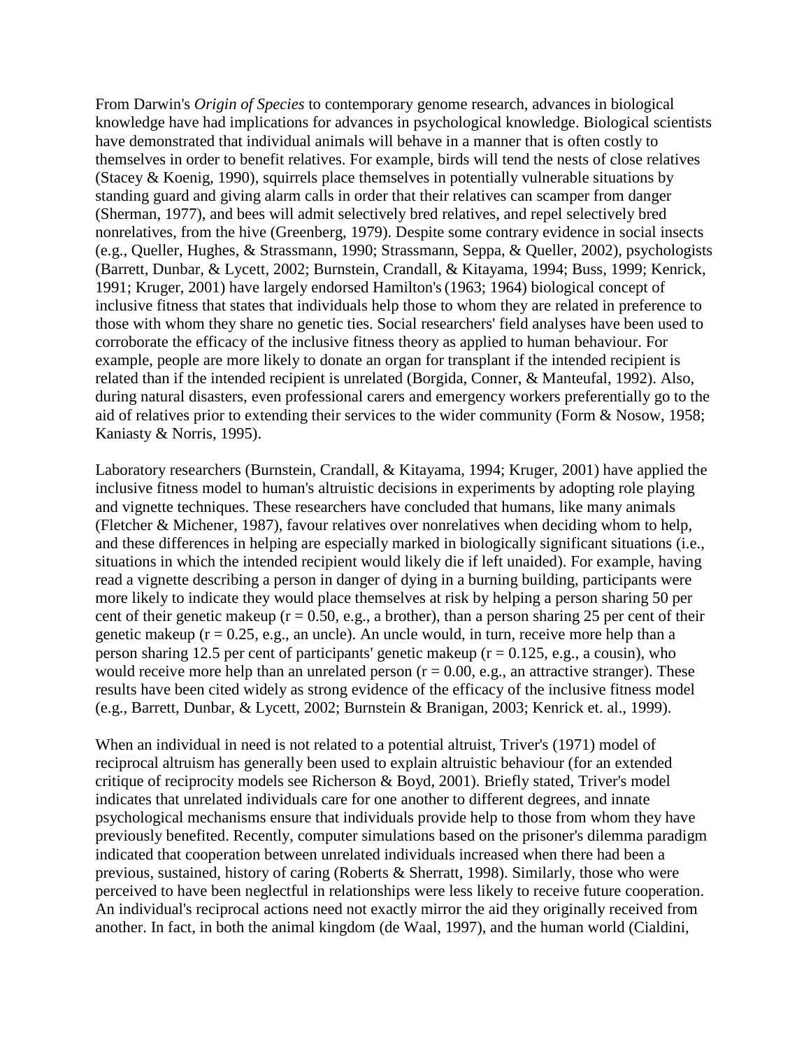From Darwin's *Origin of Species* to contemporary genome research, advances in biological knowledge have had implications for advances in psychological knowledge. Biological scientists have demonstrated that individual animals will behave in a manner that is often costly to themselves in order to benefit relatives. For example, birds will tend the nests of close relatives (Stacey & Koenig, 1990), squirrels place themselves in potentially vulnerable situations by standing guard and giving alarm calls in order that their relatives can scamper from danger (Sherman, 1977), and bees will admit selectively bred relatives, and repel selectively bred nonrelatives, from the hive (Greenberg, 1979). Despite some contrary evidence in social insects (e.g., Queller, Hughes, & Strassmann, 1990; Strassmann, Seppa, & Queller, 2002), psychologists (Barrett, Dunbar, & Lycett, 2002; Burnstein, Crandall, & Kitayama, 1994; Buss, 1999; Kenrick, 1991; Kruger, 2001) have largely endorsed Hamilton's (1963; 1964) biological concept of inclusive fitness that states that individuals help those to whom they are related in preference to those with whom they share no genetic ties. Social researchers' field analyses have been used to corroborate the efficacy of the inclusive fitness theory as applied to human behaviour. For example, people are more likely to donate an organ for transplant if the intended recipient is related than if the intended recipient is unrelated (Borgida, Conner, & Manteufal, 1992). Also, during natural disasters, even professional carers and emergency workers preferentially go to the aid of relatives prior to extending their services to the wider community (Form & Nosow, 1958; Kaniasty & Norris, 1995).

Laboratory researchers (Burnstein, Crandall, & Kitayama, 1994; Kruger, 2001) have applied the inclusive fitness model to human's altruistic decisions in experiments by adopting role playing and vignette techniques. These researchers have concluded that humans, like many animals (Fletcher & Michener, 1987), favour relatives over nonrelatives when deciding whom to help, and these differences in helping are especially marked in biologically significant situations (i.e., situations in which the intended recipient would likely die if left unaided). For example, having read a vignette describing a person in danger of dying in a burning building, participants were more likely to indicate they would place themselves at risk by helping a person sharing 50 per cent of their genetic makeup ($r = 0.50$, e.g., a brother), than a person sharing 25 per cent of their genetic makeup ($r = 0.25$, e.g., an uncle). An uncle would, in turn, receive more help than a person sharing 12.5 per cent of participants' genetic makeup ($r = 0.125$, e.g., a cousin), who would receive more help than an unrelated person ($r = 0.00$, e.g., an attractive stranger). These results have been cited widely as strong evidence of the efficacy of the inclusive fitness model (e.g., Barrett, Dunbar, & Lycett, 2002; Burnstein & Branigan, 2003; Kenrick et. al., 1999).

When an individual in need is not related to a potential altruist, Triver's (1971) model of reciprocal altruism has generally been used to explain altruistic behaviour (for an extended critique of reciprocity models see Richerson & Boyd, 2001). Briefly stated, Triver's model indicates that unrelated individuals care for one another to different degrees, and innate psychological mechanisms ensure that individuals provide help to those from whom they have previously benefited. Recently, computer simulations based on the prisoner's dilemma paradigm indicated that cooperation between unrelated individuals increased when there had been a previous, sustained, history of caring (Roberts & Sherratt, 1998). Similarly, those who were perceived to have been neglectful in relationships were less likely to receive future cooperation. An individual's reciprocal actions need not exactly mirror the aid they originally received from another. In fact, in both the animal kingdom (de Waal, 1997), and the human world (Cialdini,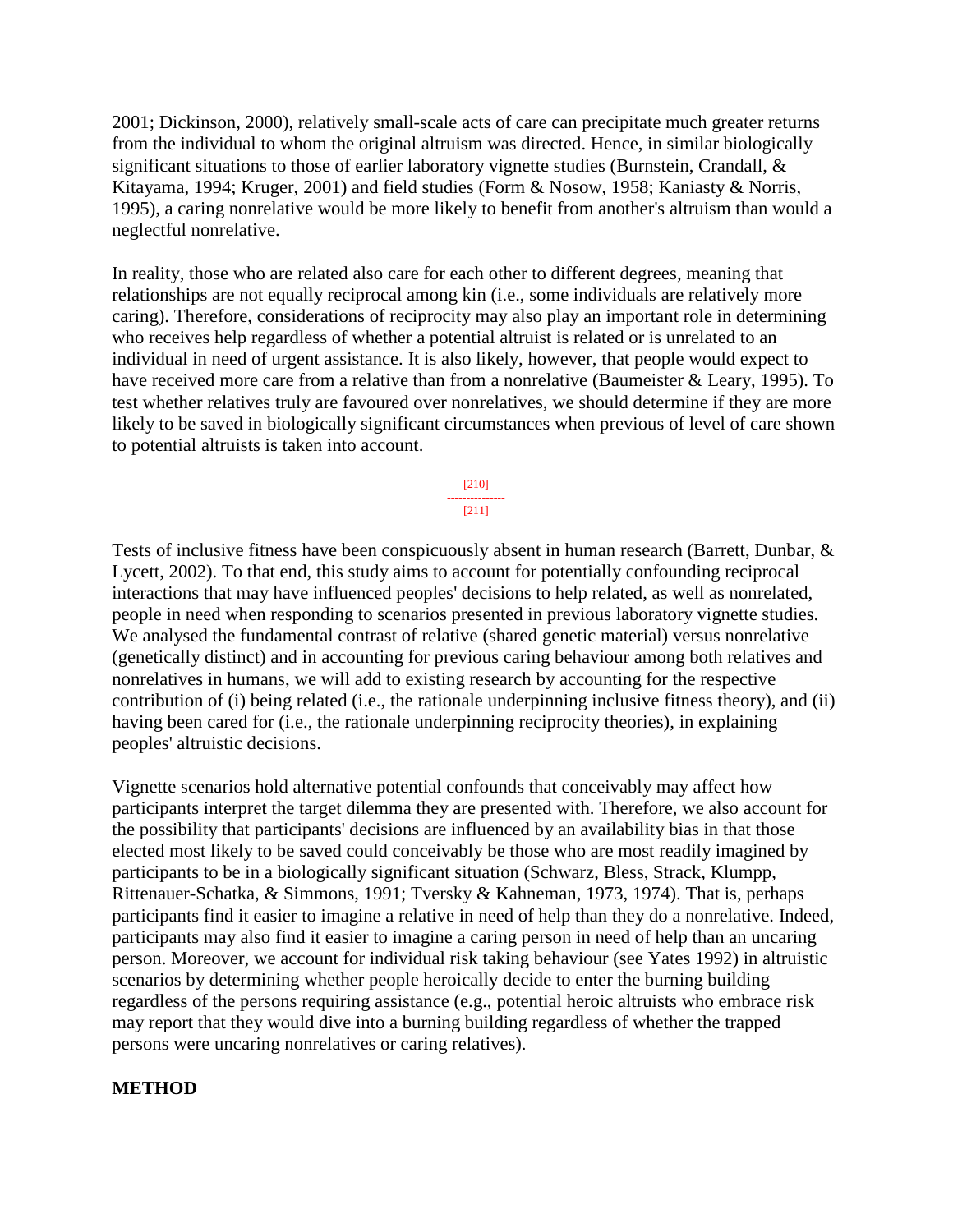2001; Dickinson, 2000), relatively small-scale acts of care can precipitate much greater returns from the individual to whom the original altruism was directed. Hence, in similar biologically significant situations to those of earlier laboratory vignette studies (Burnstein, Crandall, & Kitayama, 1994; Kruger, 2001) and field studies (Form & Nosow, 1958; Kaniasty & Norris, 1995), a caring nonrelative would be more likely to benefit from another's altruism than would a neglectful nonrelative.

In reality, those who are related also care for each other to different degrees, meaning that relationships are not equally reciprocal among kin (i.e., some individuals are relatively more caring). Therefore, considerations of reciprocity may also play an important role in determining who receives help regardless of whether a potential altruist is related or is unrelated to an individual in need of urgent assistance. It is also likely, however, that people would expect to have received more care from a relative than from a nonrelative (Baumeister & Leary, 1995). To test whether relatives truly are favoured over nonrelatives, we should determine if they are more likely to be saved in biologically significant circumstances when previous of level of care shown to potential altruists is taken into account.

Tests of inclusive fitness have been conspicuously absent in human research (Barrett, Dunbar, & Lycett, 2002). To that end, this study aims to account for potentially confounding reciprocal interactions that may have influenced peoples' decisions to help related, as well as nonrelated, people in need when responding to scenarios presented in previous laboratory vignette studies. We analysed the fundamental contrast of relative (shared genetic material) versus nonrelative (genetically distinct) and in accounting for previous caring behaviour among both relatives and nonrelatives in humans, we will add to existing research by accounting for the respective contribution of (i) being related (i.e., the rationale underpinning inclusive fitness theory), and (ii) having been cared for (i.e., the rationale underpinning reciprocity theories), in explaining peoples' altruistic decisions.

Vignette scenarios hold alternative potential confounds that conceivably may affect how participants interpret the target dilemma they are presented with. Therefore, we also account for the possibility that participants' decisions are influenced by an availability bias in that those elected most likely to be saved could conceivably be those who are most readily imagined by participants to be in a biologically significant situation (Schwarz, Bless, Strack, Klumpp, Rittenauer-Schatka, & Simmons, 1991; Tversky & Kahneman, 1973, 1974). That is, perhaps participants find it easier to imagine a relative in need of help than they do a nonrelative. Indeed, participants may also find it easier to imagine a caring person in need of help than an uncaring person. Moreover, we account for individual risk taking behaviour (see Yates 1992) in altruistic scenarios by determining whether people heroically decide to enter the burning building regardless of the persons requiring assistance (e.g., potential heroic altruists who embrace risk may report that they would dive into a burning building regardless of whether the trapped persons were uncaring nonrelatives or caring relatives).

## METHOD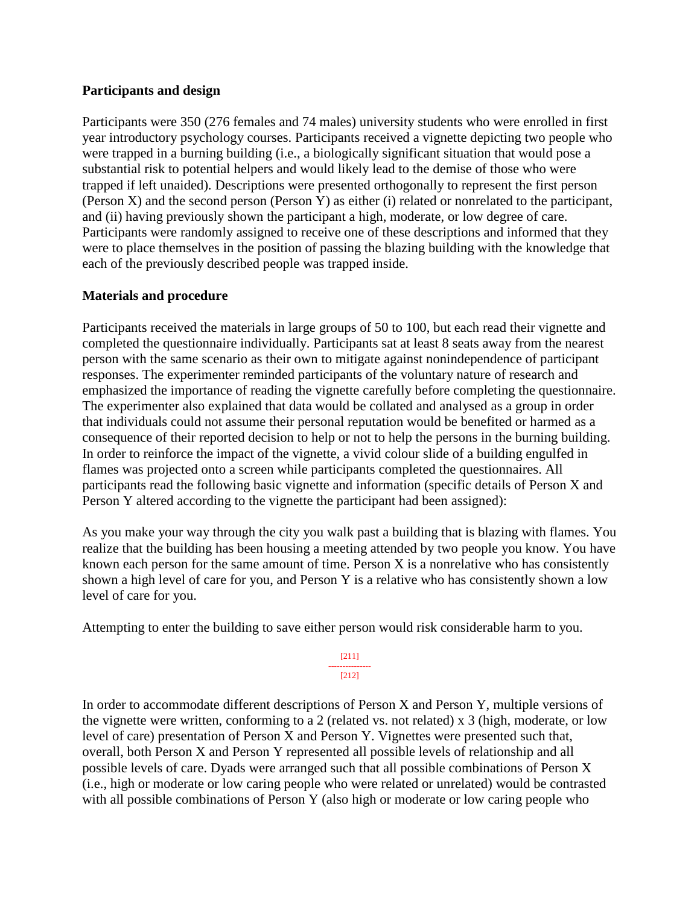### Participants and design

Participants were 350 (276 females and 74 males) university students who were enrolled in first year introductory psychology courses. Participants received a vignette depicting two people who were trapped in a burning building (i.e., a biologically significant situation that would pose a substantial risk to potential helpers and would likely lead to the demise of those who were trapped if left unaided). Descriptions were presented orthogonally to represent the first person (Person X) and the second person (Person Y) as either (i) related or nonrelated to the participant, and (ii) having previously shown the participant a high, moderate, or low degree of care. Participants were randomly assigned to receive one of these descriptions and informed that they were to place themselves in the position of passing the blazing building with the knowledge that each of the previously described people was trapped inside.

### Materials and procedure

Participants received the materials in large groups of 50 to 100, but each read their vignette and completed the questionnaire individually. Participants sat at least 8 seats away from the nearest person with the same scenario as their own to mitigate against nonindependence of participant responses. The experimenter reminded participants of the voluntary nature of research and emphasized the importance of reading the vignette carefully before completing the questionnaire. The experimenter also explained that data would be collated and analysed as a group in order that individuals could not assume their personal reputation would be benefited or harmed as a consequence of their reported decision to help or not to help the persons in the burning building. In order to reinforce the impact of the vignette, a vivid colour slide of a building engulfed in flames was projected onto a screen while participants completed the questionnaires. All participants read the following basic vignette and information (specific details of Person X and Person Y altered according to the vignette the participant had been assigned):

As you make your way through the city you walk past a building that is blazing with flames. You realize that the building has been housing a meeting attended by two people you know. You have known each person for the same amount of time. Person X is a nonrelative who has consistently shown a high level of care for you, and Person Y is a relative who has consistently shown a low level of care for you.

Attempting to enter the building to save either person would risk considerable harm to you.

In order to accommodate different descriptions of Person X and Person Y, multiple versions of the vignette were written, conforming to a 2 (related vs. not related) x 3 (high, moderate, or low level of care) presentation of Person X and Person Y. Vignettes were presented such that, overall, both Person X and Person Y represented all possible levels of relationship and all possible levels of care. Dyads were arranged such that all possible combinations of Person X (i.e., high or moderate or low caring people who were related or unrelated) would be contrasted with all possible combinations of Person Y (also high or moderate or low caring people who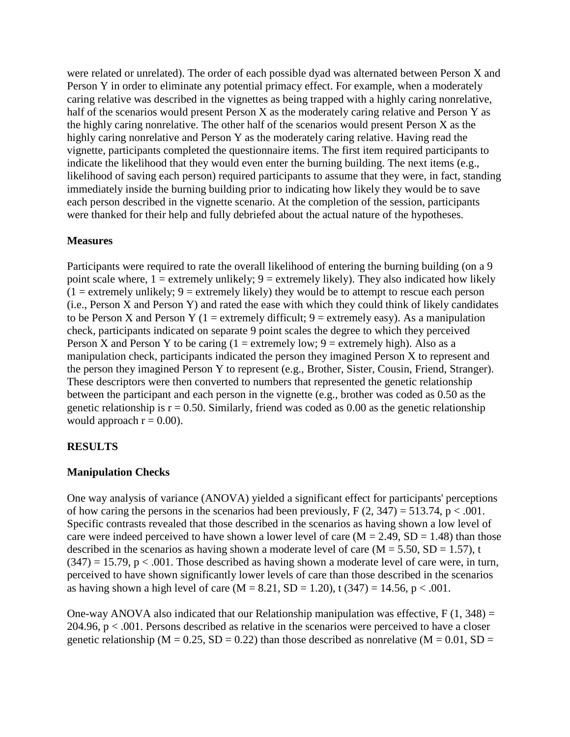were related or unrelated). The order of each possible dyad was alternated between Person X and Person Y in order to eliminate any potential primacy effect. For example, when a moderately caring relative was described in the vignettes as being trapped with a highly caring nonrelative, half of the scenarios would present Person X as the moderately caring relative and Person Y as the highly caring nonrelative. The other half of the scenarios would present Person X as the highly caring nonrelative and Person Y as the moderately caring relative. Having read the vignette, participants completed the questionnaire items. The first item required participants to indicate the likelihood that they would even enter the burning building. The next items (e.g., likelihood of saving each person) required participants to assume that they were, in fact, standing immediately inside the burning building prior to indicating how likely they would be to save each person described in the vignette scenario. At the completion of the session, participants were thanked for their help and fully debriefed about the actual nature of the hypotheses.

### Measures

Participants were required to rate the overall likelihood of entering the burning building (on a 9 point scale where, 1 = extremely unlikely; 9 = extremely likely). They also indicated how likely (1 = extremely unlikely; 9 = extremely likely) they would be to attempt to rescue each person (i.e., Person X and Person Y) and rated the ease with which they could think of likely candidates to be Person X and Person Y (1 = extremely difficult; 9 = extremely easy). As a manipulation check, participants indicated on separate 9 point scales the degree to which they perceived Person X and Person Y to be caring (1 = extremely low; 9 = extremely high). Also as a manipulation check, participants indicated the person they imagined Person X to represent and the person they imagined Person Y to represent (e.g., Brother, Sister, Cousin, Friend, Stranger). These descriptors were then converted to numbers that represented the genetic relationship between the participant and each person in the vignette (e.g., brother was coded as 0.50 as the genetic relationship is $r = 0.50$. Similarly, friend was coded as 0.00 as the genetic relationship would approach $r = 0.00$).

## RESULTS

### Manipulation Checks

One way analysis of variance (ANOVA) yielded a significant effect for participants' perceptions of how caring the persons in the scenarios had been previously, $F(2, 347) = 513.74$, $p < .001$. Specific contrasts revealed that those described in the scenarios as having shown a low level of care were indeed perceived to have shown a lower level of care ($M = 2.49$, $SD = 1.48$) than those described in the scenarios as having shown a moderate level of care ($M = 5.50$, $SD = 1.57$), $t(347) = 15.79$, $p < .001$. Those described as having shown a moderate level of care were, in turn, perceived to have shown significantly lower levels of care than those described in the scenarios as having shown a high level of care ($M = 8.21$, $SD = 1.20$), $t(347) = 14.56$, $p < .001$.

One-way ANOVA also indicated that our Relationship manipulation was effective, $F(1, 348) = 204.96$, $p < .001$. Persons described as relative in the scenarios were perceived to have a closer genetic relationship ($M = 0.25$, $SD = 0.22$) than those described as nonrelative ($M = 0.01$, $SD =$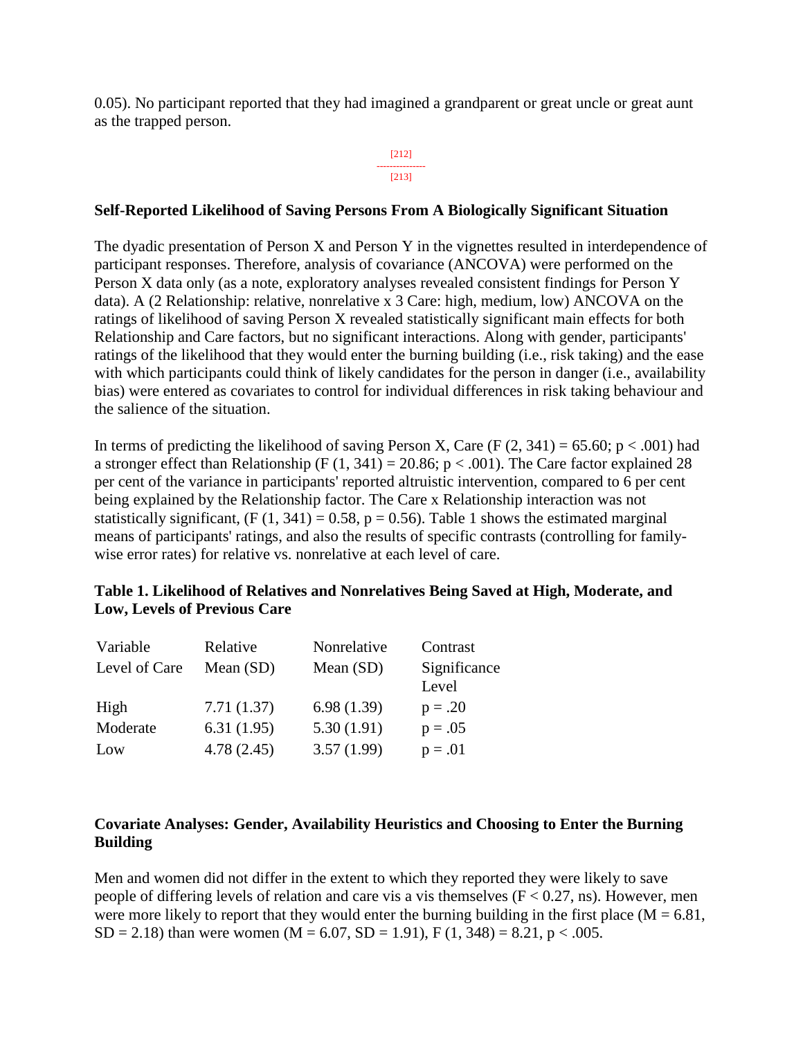0.05). No participant reported that they had imagined a grandparent or great uncle or great aunt as the trapped person.

[212]
---------------
[213]

### Self-Reported Likelihood of Saving Persons From A Biologically Significant Situation

The dyadic presentation of Person X and Person Y in the vignettes resulted in interdependence of participant responses. Therefore, analysis of covariance (ANCOVA) were performed on the Person X data only (as a note, exploratory analyses revealed consistent findings for Person Y data). A (2 Relationship: relative, nonrelative x 3 Care: high, medium, low) ANCOVA on the ratings of likelihood of saving Person X revealed statistically significant main effects for both Relationship and Care factors, but no significant interactions. Along with gender, participants' ratings of the likelihood that they would enter the burning building (i.e., risk taking) and the ease with which participants could think of likely candidates for the person in danger (i.e., availability bias) were entered as covariates to control for individual differences in risk taking behaviour and the salience of the situation.

In terms of predicting the likelihood of saving Person X, Care ($F(2, 341) = 65.60$; $p < .001$) had a stronger effect than Relationship ($F(1, 341) = 20.86$; $p < .001$). The Care factor explained 28 per cent of the variance in participants' reported altruistic intervention, compared to 6 per cent being explained by the Relationship factor. The Care x Relationship interaction was not statistically significant, ($F(1, 341) = 0.58$, $p = 0.56$). Table 1 shows the estimated marginal means of participants' ratings, and also the results of specific contrasts (controlling for family-wise error rates) for relative vs. nonrelative at each level of care.

**Table 1. Likelihood of Relatives and Nonrelatives Being Saved at High, Moderate, and Low, Levels of Previous Care**

| Variable<br>Level of Care | Relative<br>Mean (SD) | Nonrelative<br>Mean (SD) | Contrast<br>Significance Level |
|---|---|---|---|
| High | 7.71 (1.37) | 6.98 (1.39) | p = .20 |
| Moderate | 6.31 (1.95) | 5.30 (1.91) | p = .05 |
| Low | 4.78 (2.45) | 3.57 (1.99) | p = .01 |

### Covariate Analyses: Gender, Availability Heuristics and Choosing to Enter the Burning Building

Men and women did not differ in the extent to which they reported they were likely to save people of differing levels of relation and care vis a vis themselves ($F < 0.27$, ns). However, men were more likely to report that they would enter the burning building in the first place ($M = 6.81$, $SD = 2.18$) than were women ($M = 6.07$, $SD = 1.91$), $F(1, 348) = 8.21$, $p < .005$.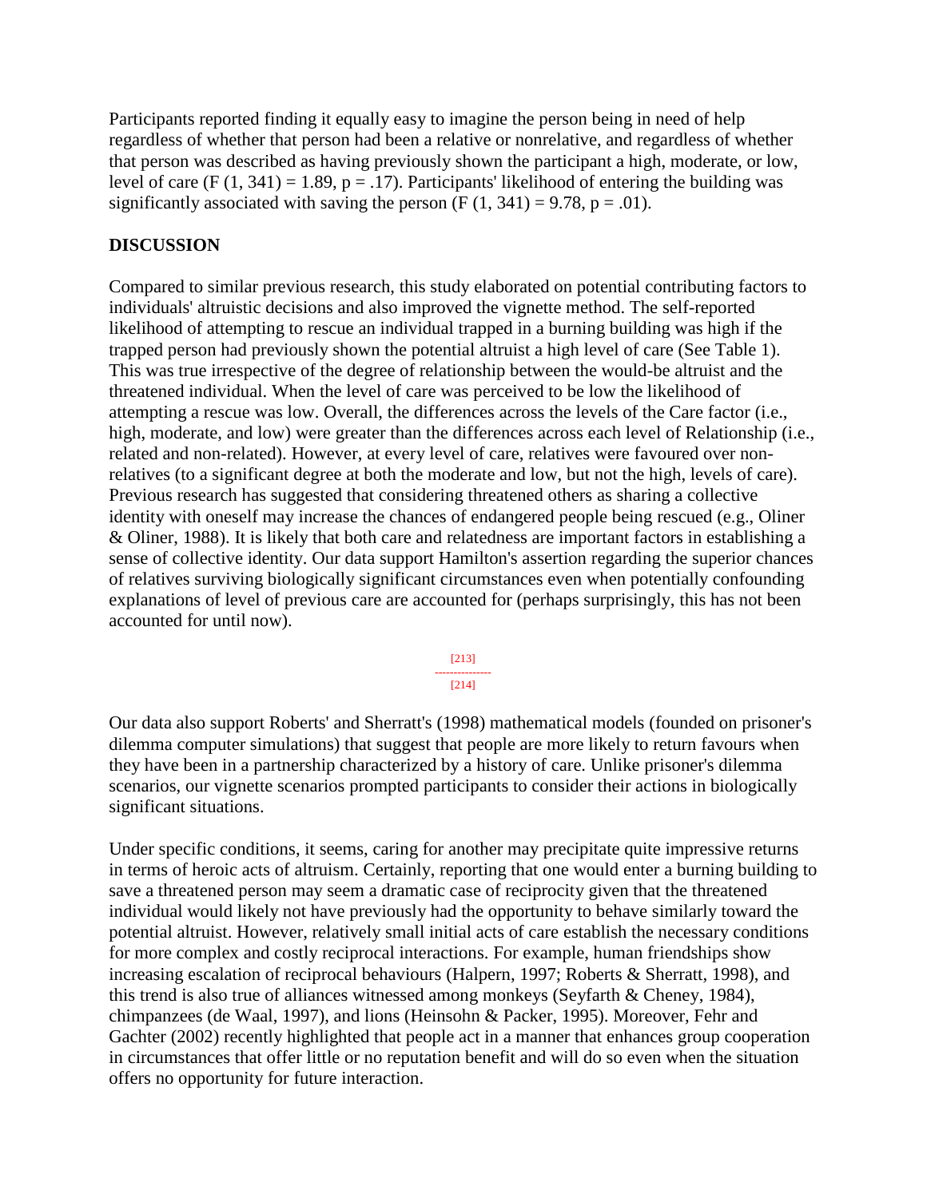Participants reported finding it equally easy to imagine the person being in need of help regardless of whether that person had been a relative or nonrelative, and regardless of whether that person was described as having previously shown the participant a high, moderate, or low, level of care ($F(1, 341) = 1.89$, $p = .17$). Participants' likelihood of entering the building was significantly associated with saving the person ($F(1, 341) = 9.78$, $p = .01$).

## DISCUSSION

Compared to similar previous research, this study elaborated on potential contributing factors to individuals' altruistic decisions and also improved the vignette method. The self-reported likelihood of attempting to rescue an individual trapped in a burning building was high if the trapped person had previously shown the potential altruist a high level of care (See Table 1). This was true irrespective of the degree of relationship between the would-be altruist and the threatened individual. When the level of care was perceived to be low the likelihood of attempting a rescue was low. Overall, the differences across the levels of the Care factor (i.e., high, moderate, and low) were greater than the differences across each level of Relationship (i.e., related and non-related). However, at every level of care, relatives were favoured over non-relatives (to a significant degree at both the moderate and low, but not the high, levels of care). Previous research has suggested that considering threatened others as sharing a collective identity with oneself may increase the chances of endangered people being rescued (e.g., Oliner & Oliner, 1988). It is likely that both care and relatedness are important factors in establishing a sense of collective identity. Our data support Hamilton's assertion regarding the superior chances of relatives surviving biologically significant circumstances even when potentially confounding explanations of level of previous care are accounted for (perhaps surprisingly, this has not been accounted for until now).

Our data also support Roberts' and Sherratt's (1998) mathematical models (founded on prisoner's dilemma computer simulations) that suggest that people are more likely to return favours when they have been in a partnership characterized by a history of care. Unlike prisoner's dilemma scenarios, our vignette scenarios prompted participants to consider their actions in biologically significant situations.

Under specific conditions, it seems, caring for another may precipitate quite impressive returns in terms of heroic acts of altruism. Certainly, reporting that one would enter a burning building to save a threatened person may seem a dramatic case of reciprocity given that the threatened individual would likely not have previously had the opportunity to behave similarly toward the potential altruist. However, relatively small initial acts of care establish the necessary conditions for more complex and costly reciprocal interactions. For example, human friendships show increasing escalation of reciprocal behaviours (Halpern, 1997; Roberts & Sherratt, 1998), and this trend is also true of alliances witnessed among monkeys (Seyfarth & Cheney, 1984), chimpanzees (de Waal, 1997), and lions (Heinsohn & Packer, 1995). Moreover, Fehr and Gachter (2002) recently highlighted that people act in a manner that enhances group cooperation in circumstances that offer little or no reputation benefit and will do so even when the situation offers no opportunity for future interaction.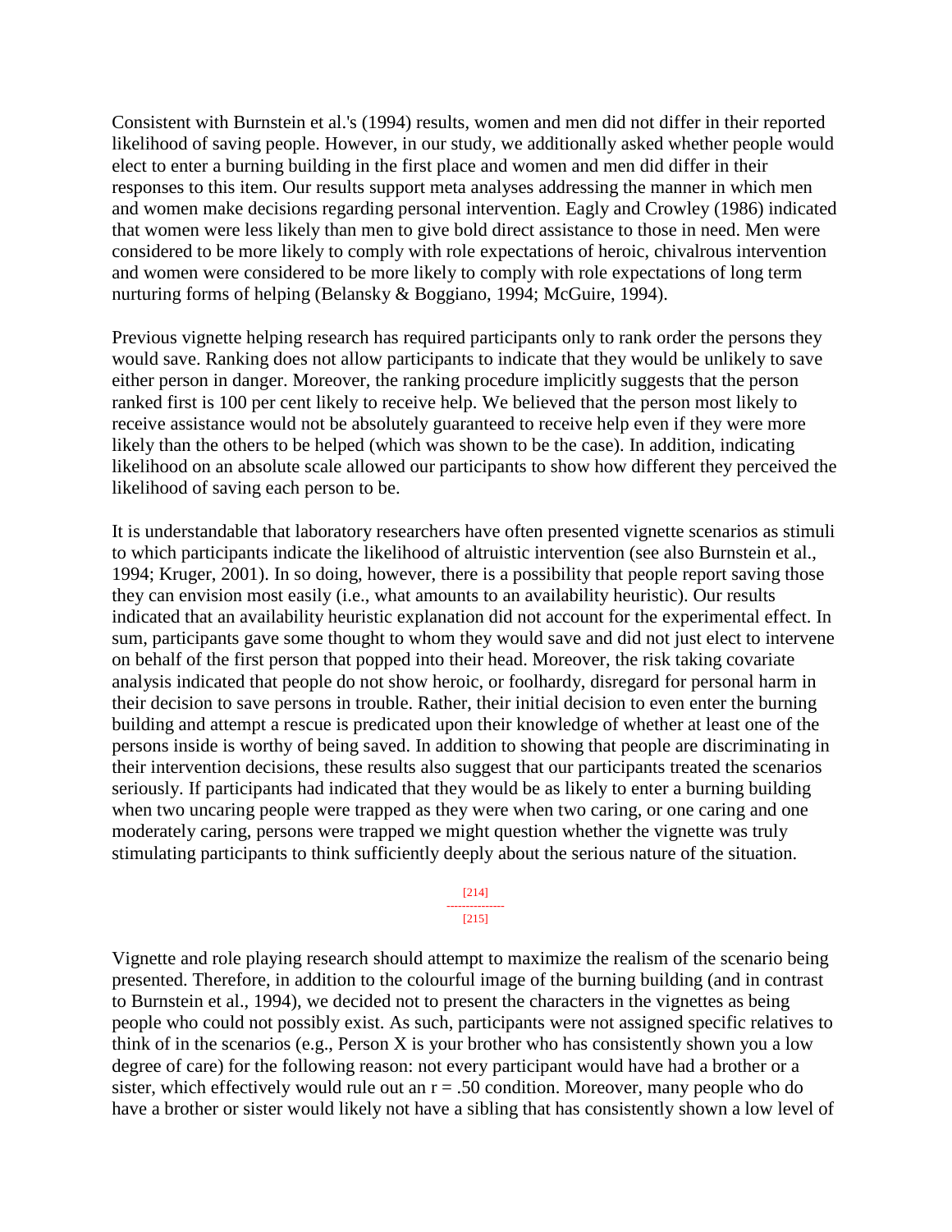Consistent with Burnstein et al.'s (1994) results, women and men did not differ in their reported likelihood of saving people. However, in our study, we additionally asked whether people would elect to enter a burning building in the first place and women and men did differ in their responses to this item. Our results support meta analyses addressing the manner in which men and women make decisions regarding personal intervention. Eagly and Crowley (1986) indicated that women were less likely than men to give bold direct assistance to those in need. Men were considered to be more likely to comply with role expectations of heroic, chivalrous intervention and women were considered to be more likely to comply with role expectations of long term nurturing forms of helping (Belansky & Boggiano, 1994; McGuire, 1994).

Previous vignette helping research has required participants only to rank order the persons they would save. Ranking does not allow participants to indicate that they would be unlikely to save either person in danger. Moreover, the ranking procedure implicitly suggests that the person ranked first is 100 per cent likely to receive help. We believed that the person most likely to receive assistance would not be absolutely guaranteed to receive help even if they were more likely than the others to be helped (which was shown to be the case). In addition, indicating likelihood on an absolute scale allowed our participants to show how different they perceived the likelihood of saving each person to be.

It is understandable that laboratory researchers have often presented vignette scenarios as stimuli to which participants indicate the likelihood of altruistic intervention (see also Burnstein et al., 1994; Kruger, 2001). In so doing, however, there is a possibility that people report saving those they can envision most easily (i.e., what amounts to an availability heuristic). Our results indicated that an availability heuristic explanation did not account for the experimental effect. In sum, participants gave some thought to whom they would save and did not just elect to intervene on behalf of the first person that popped into their head. Moreover, the risk taking covariate analysis indicated that people do not show heroic, or foolhardy, disregard for personal harm in their decision to save persons in trouble. Rather, their initial decision to even enter the burning building and attempt a rescue is predicated upon their knowledge of whether at least one of the persons inside is worthy of being saved. In addition to showing that people are discriminating in their intervention decisions, these results also suggest that our participants treated the scenarios seriously. If participants had indicated that they would be as likely to enter a burning building when two uncaring people were trapped as they were when two caring, or one caring and one moderately caring, persons were trapped we might question whether the vignette was truly stimulating participants to think sufficiently deeply about the serious nature of the situation.

Vignette and role playing research should attempt to maximize the realism of the scenario being presented. Therefore, in addition to the colourful image of the burning building (and in contrast to Burnstein et al., 1994), we decided not to present the characters in the vignettes as being people who could not possibly exist. As such, participants were not assigned specific relatives to think of in the scenarios (e.g., Person X is your brother who has consistently shown you a low degree of care) for the following reason: not every participant would have had a brother or a sister, which effectively would rule out an $r = .50$ condition. Moreover, many people who do have a brother or sister would likely not have a sibling that has consistently shown a low level of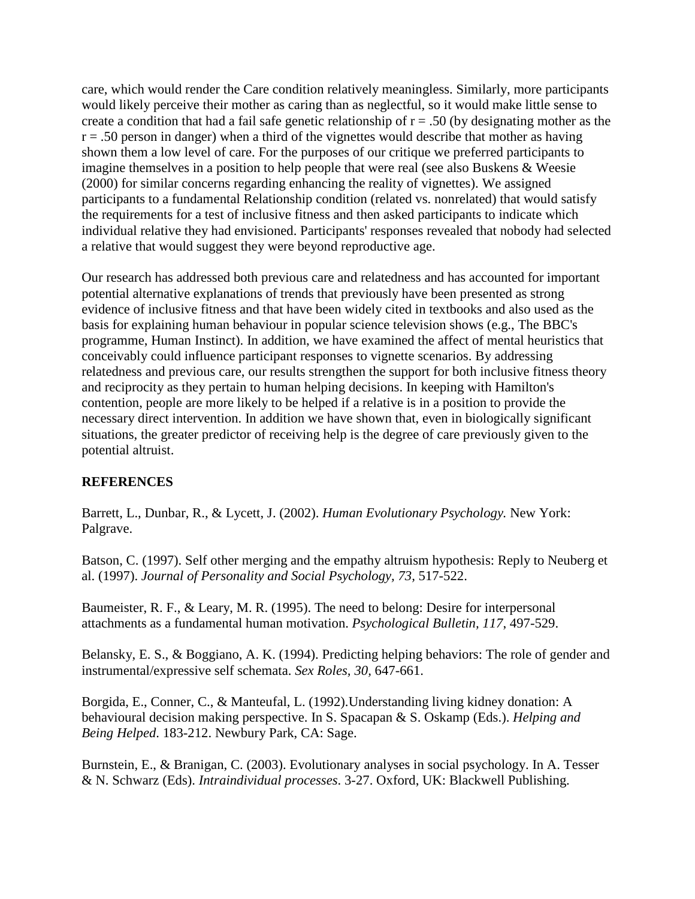care, which would render the Care condition relatively meaningless. Similarly, more participants would likely perceive their mother as caring than as neglectful, so it would make little sense to create a condition that had a fail safe genetic relationship of $r = .50$ (by designating mother as the $r = .50$ person in danger) when a third of the vignettes would describe that mother as having shown them a low level of care. For the purposes of our critique we preferred participants to imagine themselves in a position to help people that were real (see also Buskens & Weesie (2000) for similar concerns regarding enhancing the reality of vignettes). We assigned participants to a fundamental Relationship condition (related vs. nonrelated) that would satisfy the requirements for a test of inclusive fitness and then asked participants to indicate which individual relative they had envisioned. Participants' responses revealed that nobody had selected a relative that would suggest they were beyond reproductive age.

Our research has addressed both previous care and relatedness and has accounted for important potential alternative explanations of trends that previously have been presented as strong evidence of inclusive fitness and that have been widely cited in textbooks and also used as the basis for explaining human behaviour in popular science television shows (e.g., The BBC's programme, Human Instinct). In addition, we have examined the affect of mental heuristics that conceivably could influence participant responses to vignette scenarios. By addressing relatedness and previous care, our results strengthen the support for both inclusive fitness theory and reciprocity as they pertain to human helping decisions. In keeping with Hamilton's contention, people are more likely to be helped if a relative is in a position to provide the necessary direct intervention. In addition we have shown that, even in biologically significant situations, the greater predictor of receiving help is the degree of care previously given to the potential altruist.

## REFERENCES

Barrett, L., Dunbar, R., & Lycett, J. (2002). *Human Evolutionary Psychology.* New York: Palgrave.

Batson, C. (1997). Self other merging and the empathy altruism hypothesis: Reply to Neuberg et al. (1997). *Journal of Personality and Social Psychology, 73*, 517-522.

Baumeister, R. F., & Leary, M. R. (1995). The need to belong: Desire for interpersonal attachments as a fundamental human motivation. *Psychological Bulletin, 117*, 497-529.

Belansky, E. S., & Boggiano, A. K. (1994). Predicting helping behaviors: The role of gender and instrumental/expressive self schemata. *Sex Roles, 30*, 647-661.

Borgida, E., Conner, C., & Manteufal, L. (1992).Understanding living kidney donation: A behavioural decision making perspective. In S. Spacapan & S. Oskamp (Eds.). *Helping and Being Helped*. 183-212. Newbury Park, CA: Sage.

Burnstein, E., & Branigan, C. (2003). Evolutionary analyses in social psychology. In A. Tesser & N. Schwarz (Eds). *Intraindividual processes*. 3-27. Oxford, UK: Blackwell Publishing.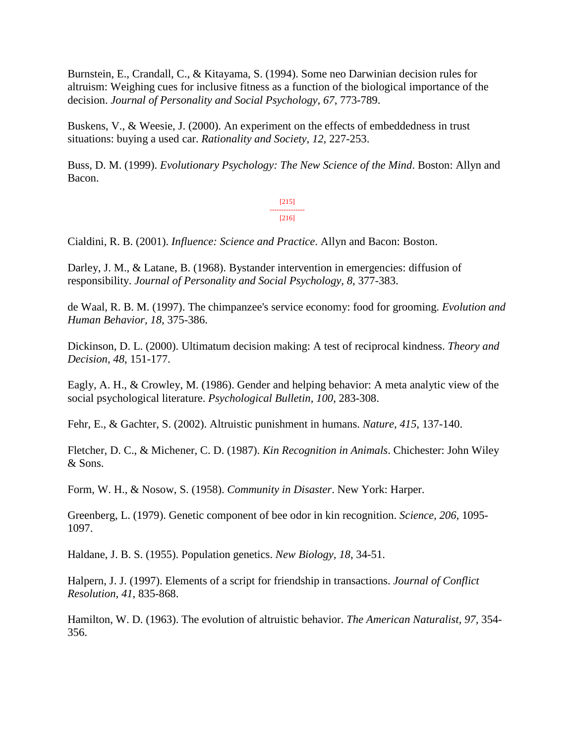Burnstein, E., Crandall, C., & Kitayama, S. (1994). Some neo Darwinian decision rules for altruism: Weighing cues for inclusive fitness as a function of the biological importance of the decision. *Journal of Personality and Social Psychology, 67,* 773-789.

Buskens, V., & Weesie, J. (2000). An experiment on the effects of embeddedness in trust situations: buying a used car. *Rationality and Society, 12,* 227-253.

Buss, D. M. (1999). *Evolutionary Psychology: The New Science of the Mind*. Boston: Allyn and Bacon.

Cialdini, R. B. (2001). *Influence: Science and Practice*. Allyn and Bacon: Boston.

Darley, J. M., & Latane, B. (1968). Bystander intervention in emergencies: diffusion of responsibility. *Journal of Personality and Social Psychology, 8*, 377-383.

de Waal, R. B. M. (1997). The chimpanzee's service economy: food for grooming. *Evolution and Human Behavior, 18*, 375-386.

Dickinson, D. L. (2000). Ultimatum decision making: A test of reciprocal kindness. *Theory and Decision, 48*, 151-177.

Eagly, A. H., & Crowley, M. (1986). Gender and helping behavior: A meta analytic view of the social psychological literature. *Psychological Bulletin, 100*, 283-308.

Fehr, E., & Gachter, S. (2002). Altruistic punishment in humans. *Nature, 415*, 137-140.

Fletcher, D. C., & Michener, C. D. (1987). *Kin Recognition in Animals*. Chichester: John Wiley & Sons.

Form, W. H., & Nosow, S. (1958). *Community in Disaster*. New York: Harper.

Greenberg, L. (1979). Genetic component of bee odor in kin recognition. *Science, 206*, 1095-1097.

Haldane, J. B. S. (1955). Population genetics. *New Biology, 18*, 34-51.

Halpern, J. J. (1997). Elements of a script for friendship in transactions. *Journal of Conflict Resolution, 41*, 835-868.

Hamilton, W. D. (1963). The evolution of altruistic behavior. *The American Naturalist, 97*, 354-356.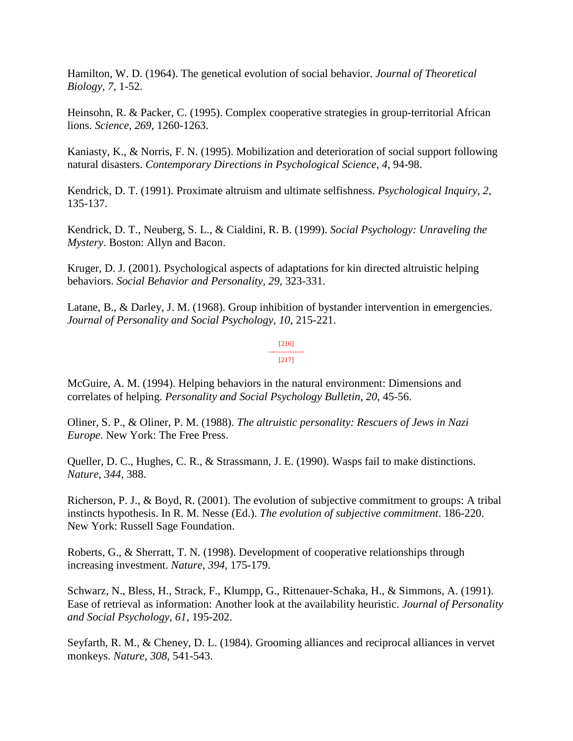Hamilton, W. D. (1964). The genetical evolution of social behavior. *Journal of Theoretical Biology, 7*, 1-52.

Heinsohn, R. & Packer, C. (1995). Complex cooperative strategies in group-territorial African lions. *Science, 269*, 1260-1263.

Kaniasty, K., & Norris, F. N. (1995). Mobilization and deterioration of social support following natural disasters. *Contemporary Directions in Psychological Science, 4*, 94-98.

Kendrick, D. T. (1991). Proximate altruism and ultimate selfishness. *Psychological Inquiry, 2*, 135-137.

Kendrick, D. T., Neuberg, S. L., & Cialdini, R. B. (1999). *Social Psychology: Unraveling the Mystery*. Boston: Allyn and Bacon.

Kruger, D. J. (2001). Psychological aspects of adaptations for kin directed altruistic helping behaviors. *Social Behavior and Personality, 29*, 323-331.

Latane, B., & Darley, J. M. (1968). Group inhibition of bystander intervention in emergencies. *Journal of Personality and Social Psychology, 10*, 215-221.

McGuire, A. M. (1994). Helping behaviors in the natural environment: Dimensions and correlates of helping. *Personality and Social Psychology Bulletin, 20*, 45-56.

Oliner, S. P., & Oliner, P. M. (1988). *The altruistic personality: Rescuers of Jews in Nazi Europe*. New York: The Free Press.

Queller, D. C., Hughes, C. R., & Strassmann, J. E. (1990). Wasps fail to make distinctions. *Nature, 344*, 388.

Richerson, P. J., & Boyd, R. (2001). The evolution of subjective commitment to groups: A tribal instincts hypothesis. In R. M. Nesse (Ed.). *The evolution of subjective commitment*. 186-220. New York: Russell Sage Foundation.

Roberts, G., & Sherratt, T. N. (1998). Development of cooperative relationships through increasing investment. *Nature, 394*, 175-179.

Schwarz, N., Bless, H., Strack, F., Klumpp, G., Rittenauer-Schaka, H., & Simmons, A. (1991). Ease of retrieval as information: Another look at the availability heuristic. *Journal of Personality and Social Psychology, 61*, 195-202.

Seyfarth, R. M., & Cheney, D. L. (1984). Grooming alliances and reciprocal alliances in vervet monkeys. *Nature, 308*, 541-543.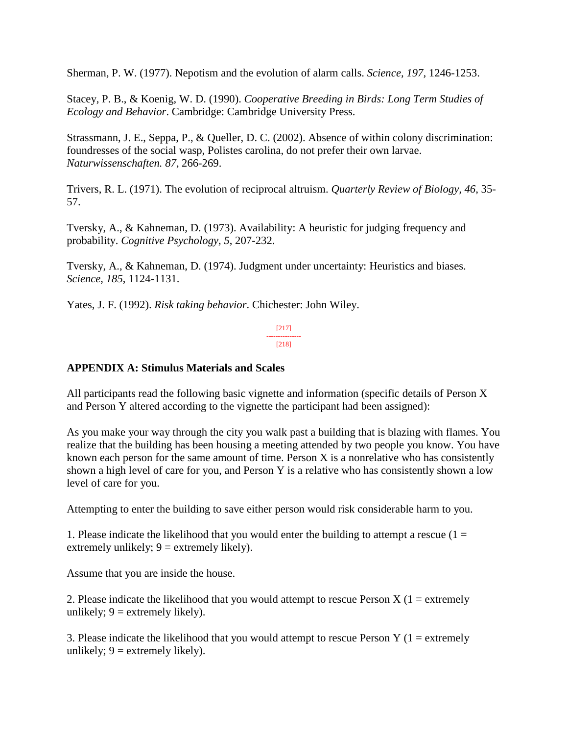Sherman, P. W. (1977). Nepotism and the evolution of alarm calls. *Science, 197,* 1246-1253.

Stacey, P. B., & Koenig, W. D. (1990). *Cooperative Breeding in Birds: Long Term Studies of Ecology and Behavior*. Cambridge: Cambridge University Press.

Strassmann, J. E., Seppa, P., & Queller, D. C. (2002). Absence of within colony discrimination: foundresses of the social wasp, Polistes carolina, do not prefer their own larvae. *Naturwissenschaften. 87*, 266-269.

Trivers, R. L. (1971). The evolution of reciprocal altruism. *Quarterly Review of Biology, 46*, 35-57.

Tversky, A., & Kahneman, D. (1973). Availability: A heuristic for judging frequency and probability. *Cognitive Psychology, 5*, 207-232.

Tversky, A., & Kahneman, D. (1974). Judgment under uncertainty: Heuristics and biases. *Science, 185*, 1124-1131.

Yates, J. F. (1992). *Risk taking behavior*. Chichester: John Wiley.

## APPENDIX A: Stimulus Materials and Scales

All participants read the following basic vignette and information (specific details of Person X and Person Y altered according to the vignette the participant had been assigned):

As you make your way through the city you walk past a building that is blazing with flames. You realize that the building has been housing a meeting attended by two people you know. You have known each person for the same amount of time. Person X is a nonrelative who has consistently shown a high level of care for you, and Person Y is a relative who has consistently shown a low level of care for you.

Attempting to enter the building to save either person would risk considerable harm to you.

1. Please indicate the likelihood that you would enter the building to attempt a rescue (1 = extremely unlikely; 9 = extremely likely).

Assume that you are inside the house.

2. Please indicate the likelihood that you would attempt to rescue Person X (1 = extremely unlikely; 9 = extremely likely).

3. Please indicate the likelihood that you would attempt to rescue Person Y (1 = extremely unlikely; 9 = extremely likely).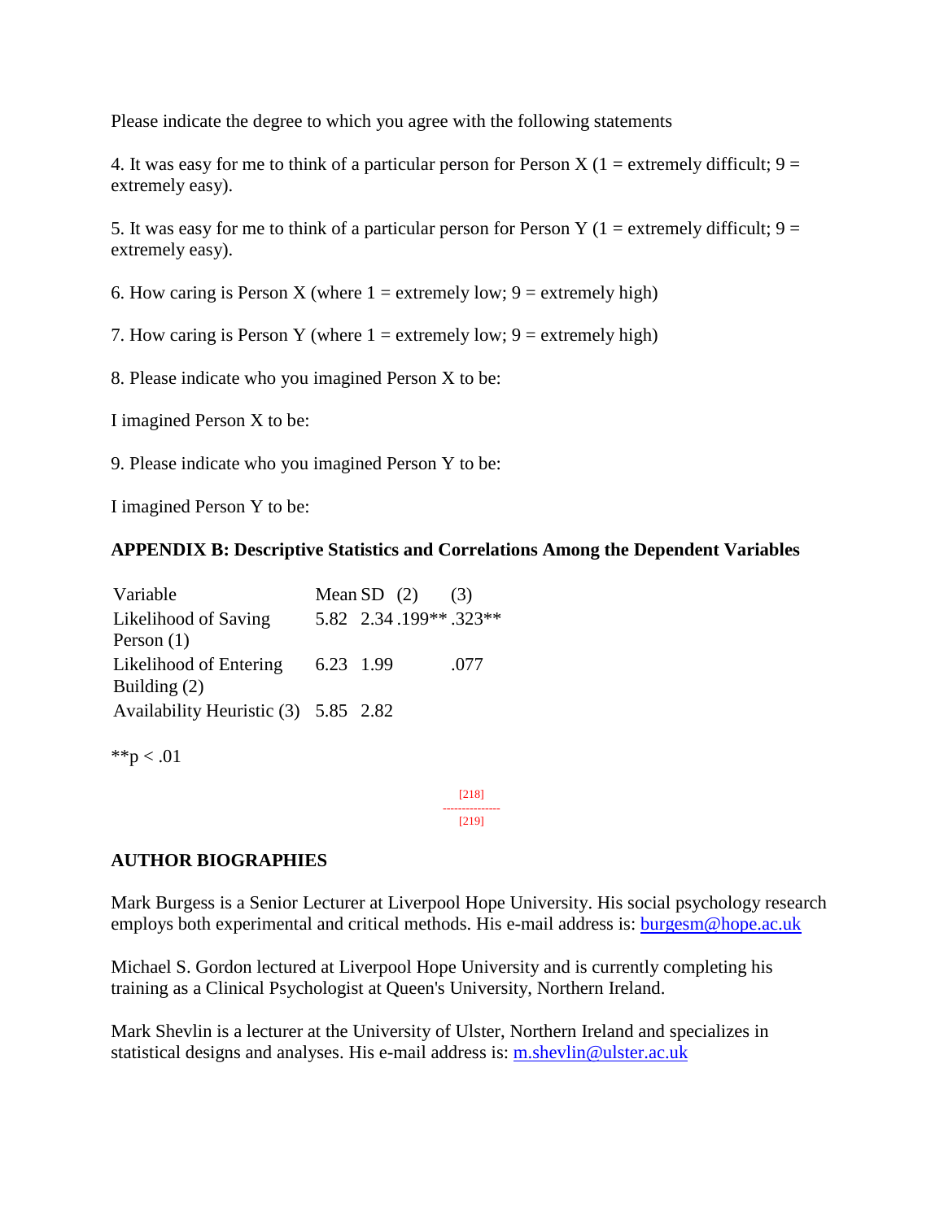Please indicate the degree to which you agree with the following statements

4. It was easy for me to think of a particular person for Person X (1 = extremely difficult; 9 = extremely easy).

5. It was easy for me to think of a particular person for Person Y (1 = extremely difficult; 9 = extremely easy).

6. How caring is Person X (where 1 = extremely low; 9 = extremely high)

7. How caring is Person Y (where 1 = extremely low; 9 = extremely high)

8. Please indicate who you imagined Person X to be:

I imagined Person X to be:

9. Please indicate who you imagined Person Y to be:

I imagined Person Y to be:

**APPENDIX B: Descriptive Statistics and Correlations Among the Dependent Variables**

| Variable | Mean | SD | (2) | (3) |
|---|---|---|---|---|
| Likelihood of Saving Person (1) | 5.82 | 2.34 | .199** | .323** |
| Likelihood of Entering Building (2) | 6.23 | 1.99 | | .077 |
| Availability Heuristic (3) | 5.85 | 2.82 | | |

**p < .01

**AUTHOR BIOGRAPHIES**

Mark Burgess is a Senior Lecturer at Liverpool Hope University. His social psychology research employs both experimental and critical methods. His e-mail address is: burgesm@hope.ac.uk

Michael S. Gordon lectured at Liverpool Hope University and is currently completing his training as a Clinical Psychologist at Queen's University, Northern Ireland.

Mark Shevlin is a lecturer at the University of Ulster, Northern Ireland and specializes in statistical designs and analyses. His e-mail address is: m.shevlin@ulster.ac.uk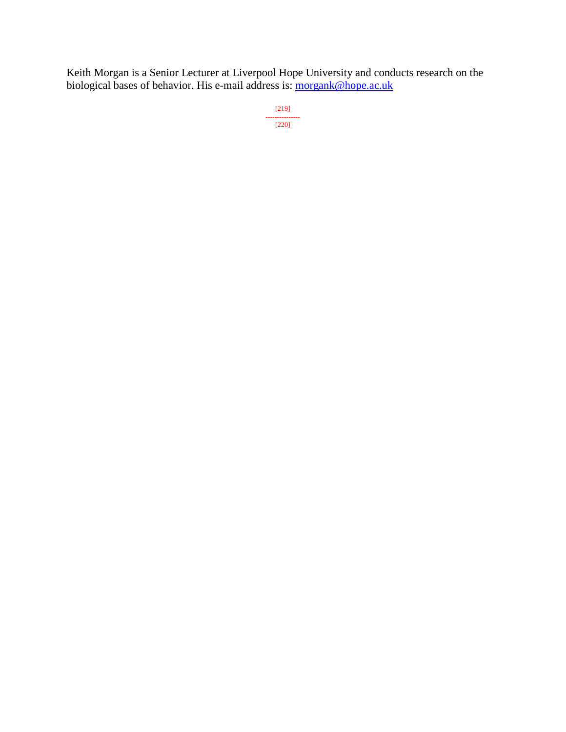Keith Morgan is a Senior Lecturer at Liverpool Hope University and conducts research on the biological bases of behavior. His e-mail address is: morgank@hope.ac.uk